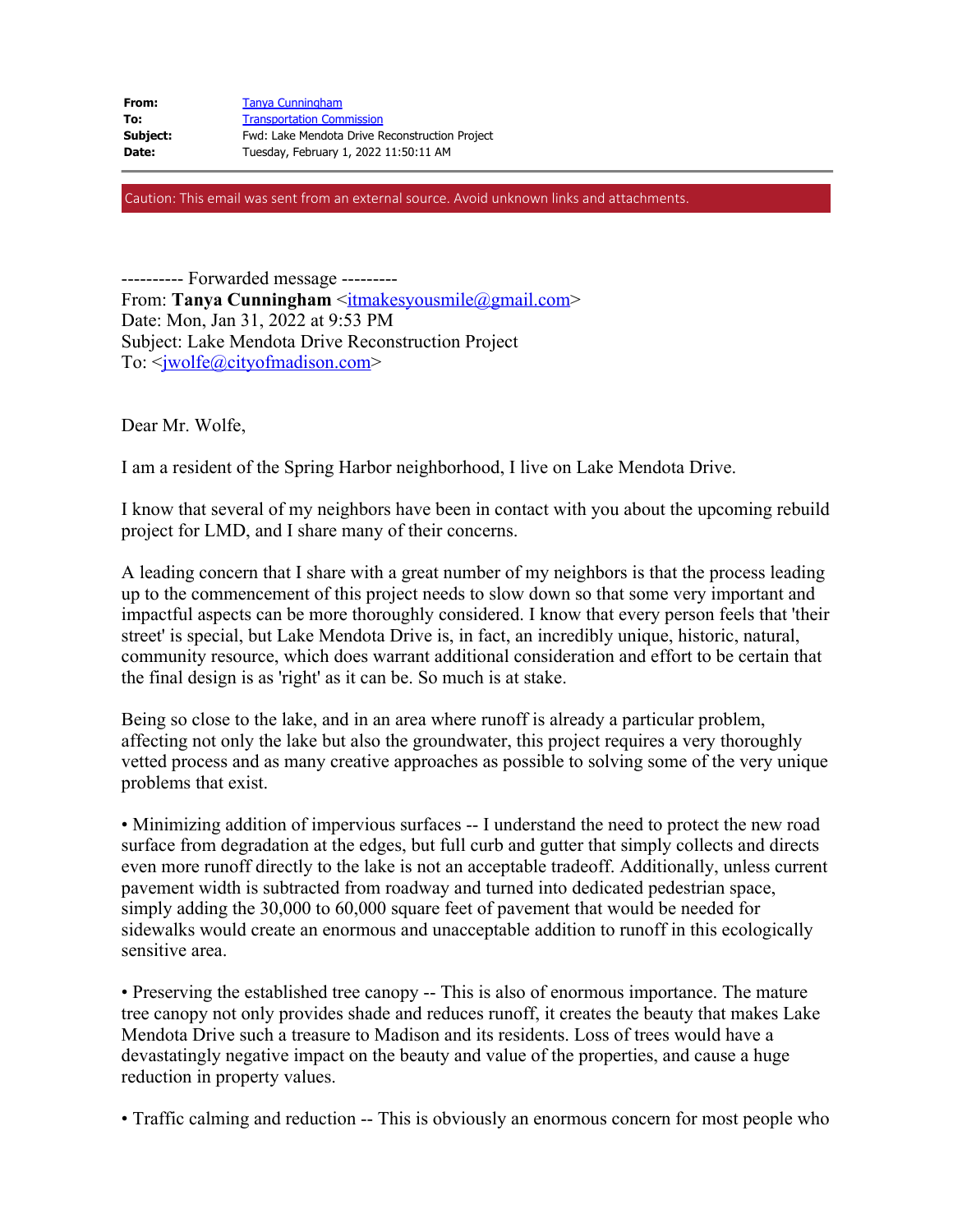| | |
|---|---|
| **From:** | Tanya Cunningham |
| **To:** | Transportation Commission |
| **Subject:** | Fwd: Lake Mendota Drive Reconstruction Project |
| **Date:** | Tuesday, February 1, 2022 11:50:11 AM |

Caution: This email was sent from an external source. Avoid unknown links and attachments.

---------- Forwarded message ---------
From: **Tanya Cunningham** <itmakesyousmile@gmail.com>
Date: Mon, Jan 31, 2022 at 9:53 PM
Subject: Lake Mendota Drive Reconstruction Project
To: <jwolfe@cityofmadison.com>

Dear Mr. Wolfe,

I am a resident of the Spring Harbor neighborhood, I live on Lake Mendota Drive.

I know that several of my neighbors have been in contact with you about the upcoming rebuild project for LMD, and I share many of their concerns.

A leading concern that I share with a great number of my neighbors is that the process leading up to the commencement of this project needs to slow down so that some very important and impactful aspects can be more thoroughly considered. I know that every person feels that 'their street' is special, but Lake Mendota Drive is, in fact, an incredibly unique, historic, natural, community resource, which does warrant additional consideration and effort to be certain that the final design is as 'right' as it can be. So much is at stake.

Being so close to the lake, and in an area where runoff is already a particular problem, affecting not only the lake but also the groundwater, this project requires a very thoroughly vetted process and as many creative approaches as possible to solving some of the very unique problems that exist.

• Minimizing addition of impervious surfaces -- I understand the need to protect the new road surface from degradation at the edges, but full curb and gutter that simply collects and directs even more runoff directly to the lake is not an acceptable tradeoff. Additionally, unless current pavement width is subtracted from roadway and turned into dedicated pedestrian space, simply adding the 30,000 to 60,000 square feet of pavement that would be needed for sidewalks would create an enormous and unacceptable addition to runoff in this ecologically sensitive area.

• Preserving the established tree canopy -- This is also of enormous importance. The mature tree canopy not only provides shade and reduces runoff, it creates the beauty that makes Lake Mendota Drive such a treasure to Madison and its residents. Loss of trees would have a devastatingly negative impact on the beauty and value of the properties, and cause a huge reduction in property values.

• Traffic calming and reduction -- This is obviously an enormous concern for most people who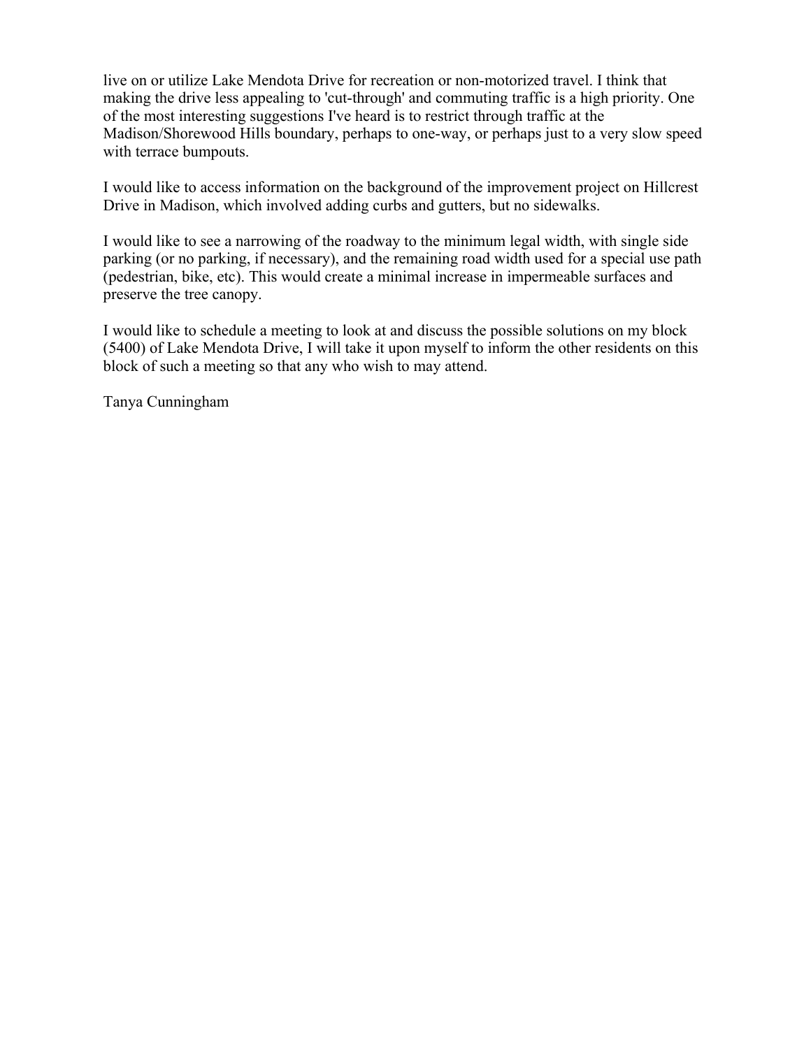live on or utilize Lake Mendota Drive for recreation or non-motorized travel. I think that making the drive less appealing to 'cut-through' and commuting traffic is a high priority. One of the most interesting suggestions I've heard is to restrict through traffic at the Madison/Shorewood Hills boundary, perhaps to one-way, or perhaps just to a very slow speed with terrace bumpouts.

I would like to access information on the background of the improvement project on Hillcrest Drive in Madison, which involved adding curbs and gutters, but no sidewalks.

I would like to see a narrowing of the roadway to the minimum legal width, with single side parking (or no parking, if necessary), and the remaining road width used for a special use path (pedestrian, bike, etc). This would create a minimal increase in impermeable surfaces and preserve the tree canopy.

I would like to schedule a meeting to look at and discuss the possible solutions on my block (5400) of Lake Mendota Drive, I will take it upon myself to inform the other residents on this block of such a meeting so that any who wish to may attend.

Tanya Cunningham